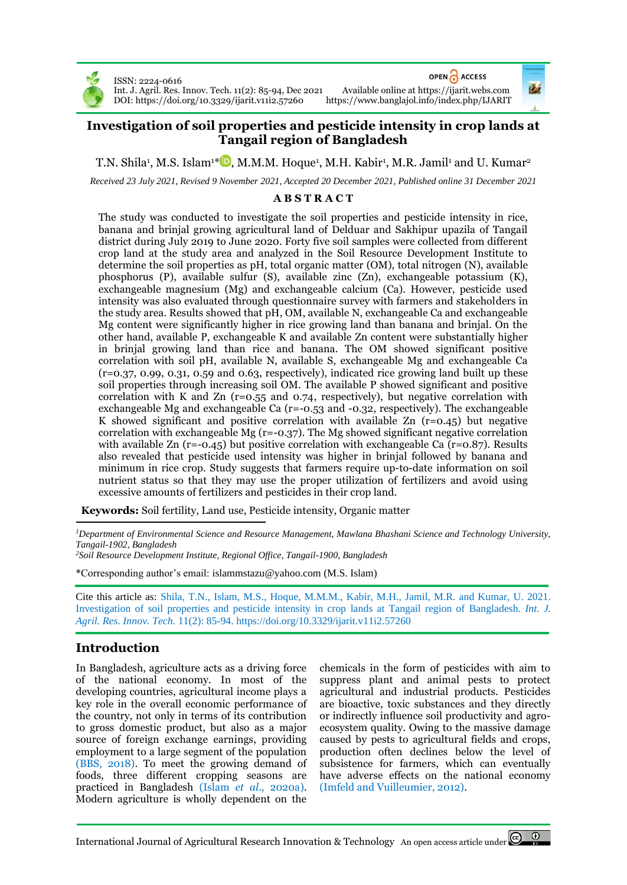ISSN: 2224-0616
Int. J. Agril. Res. Innov. Tech. 11(2): 85-94, Dec 2021
DOI: https://doi.org/10.3329/ijarit.v11i2.57260

OPEN ACCESS
Available online at https://ijarit.webs.com
https://www.banglajol.info/index.php/IJARIT

# Investigation of soil properties and pesticide intensity in crop lands at Tangail region of Bangladesh

T.N. Shila[1], M.S. Islam[1]*, M.M.M. Hoque[1], M.H. Kabir[1], M.R. Jamil[1] and U. Kumar[2]

*Received 23 July 2021, Revised 9 November 2021, Accepted 20 December 2021, Published online 31 December 2021*

## ABSTRACT

The study was conducted to investigate the soil properties and pesticide intensity in rice, banana and brinjal growing agricultural land of Delduar and Sakhipur upazila of Tangail district during July 2019 to June 2020. Forty five soil samples were collected from different crop land at the study area and analyzed in the Soil Resource Development Institute to determine the soil properties as pH, total organic matter (OM), total nitrogen (N), available phosphorus (P), available sulfur (S), available zinc (Zn), exchangeable potassium (K), exchangeable magnesium (Mg) and exchangeable calcium (Ca). However, pesticide used intensity was also evaluated through questionnaire survey with farmers and stakeholders in the study area. Results showed that pH, OM, available N, exchangeable Ca and exchangeable Mg content were significantly higher in rice growing land than banana and brinjal. On the other hand, available P, exchangeable K and available Zn content were substantially higher in brinjal growing land than rice and banana. The OM showed significant positive correlation with soil pH, available N, available S, exchangeable Mg and exchangeable Ca ($r$=0.37, 0.99, 0.31, 0.59 and 0.63, respectively), indicated rice growing land built up these soil properties through increasing soil OM. The available P showed significant and positive correlation with K and Zn ($r$=0.55 and 0.74, respectively), but negative correlation with exchangeable Mg and exchangeable Ca ($r$=-0.53 and -0.32, respectively). The exchangeable K showed significant and positive correlation with available Zn ($r$=0.45) but negative correlation with exchangeable Mg ($r$=-0.37). The Mg showed significant negative correlation with available Zn ($r$=-0.45) but positive correlation with exchangeable Ca ($r$=0.87). Results also revealed that pesticide used intensity was higher in brinjal followed by banana and minimum in rice crop. Study suggests that farmers require up-to-date information on soil nutrient status so that they may use the proper utilization of fertilizers and avoid using excessive amounts of fertilizers and pesticides in their crop land.

**Keywords:** Soil fertility, Land use, Pesticide intensity, Organic matter

[1]*Department of Environmental Science and Resource Management, Mawlana Bhashani Science and Technology University, Tangail-1902, Bangladesh*
[2]*Soil Resource Development Institute, Regional Office, Tangail-1900, Bangladesh*

*Corresponding author's email: islammstazu@yahoo.com (M.S. Islam)

Cite this article as: Shila, T.N., Islam, M.S., Hoque, M.M.M., Kabir, M.H., Jamil, M.R. and Kumar, U. 2021. Investigation of soil properties and pesticide intensity in crop lands at Tangail region of Bangladesh. *Int. J. Agril. Res. Innov. Tech.* 11(2): 85-94. https://doi.org/10.3329/ijarit.v11i2.57260

## Introduction

In Bangladesh, agriculture acts as a driving force of the national economy. In most of the developing countries, agricultural income plays a key role in the overall economic performance of the country, not only in terms of its contribution to gross domestic product, but also as a major source of foreign exchange earnings, providing employment to a large segment of the population (BBS, 2018). To meet the growing demand of foods, three different cropping seasons are practiced in Bangladesh (Islam *et al*., 2020a). Modern agriculture is wholly dependent on the chemicals in the form of pesticides with aim to suppress plant and animal pests to protect agricultural and industrial products. Pesticides are bioactive, toxic substances and they directly or indirectly influence soil productivity and agro-ecosystem quality. Owing to the massive damage caused by pests to agricultural fields and crops, production often declines below the level of subsistence for farmers, which can eventually have adverse effects on the national economy (Imfeld and Vuilleumier, 2012).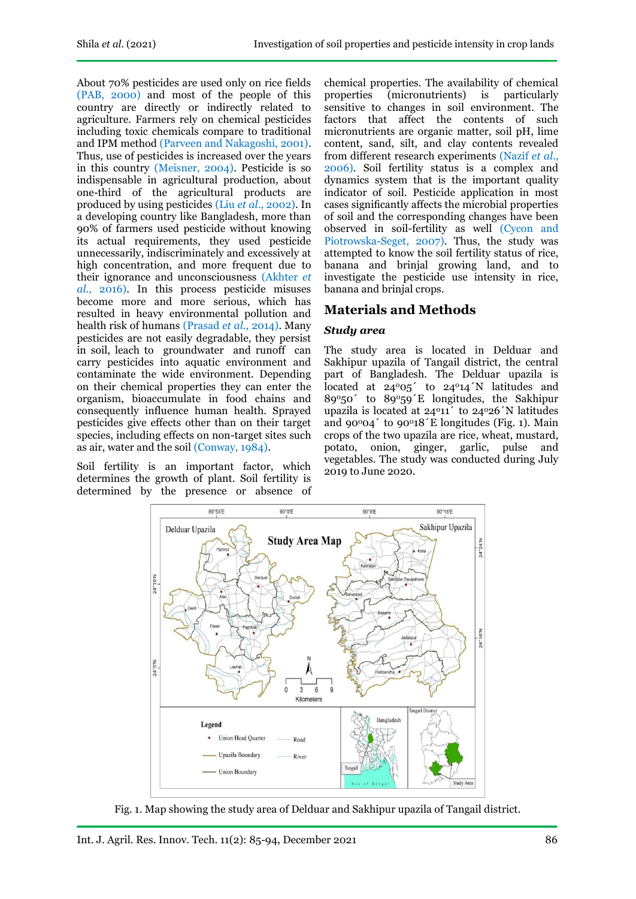About 70% pesticides are used only on rice fields (PAB, 2000) and most of the people of this country are directly or indirectly related to agriculture. Farmers rely on chemical pesticides including toxic chemicals compare to traditional and IPM method (Parveen and Nakagoshi, 2001). Thus, use of pesticides is increased over the years in this country (Meisner, 2004). Pesticide is so indispensable in agricultural production, about one-third of the agricultural products are produced by using pesticides (Liu *et al.*, 2002). In a developing country like Bangladesh, more than 90% of farmers used pesticide without knowing its actual requirements, they used pesticide unnecessarily, indiscriminately and excessively at high concentration, and more frequent due to their ignorance and unconsciousness (Akhter *et al.,* 2016). In this process pesticide misuses become more and more serious, which has resulted in heavy environmental pollution and health risk of humans (Prasad *et al.*, 2014). Many pesticides are not easily degradable, they persist in soil, leach to groundwater and runoff can carry pesticides into aquatic environment and contaminate the wide environment. Depending on their chemical properties they can enter the organism, bioaccumulate in food chains and consequently influence human health. Sprayed pesticides give effects other than on their target species, including effects on non-target sites such as air, water and the soil (Conway, 1984).

Soil fertility is an important factor, which determines the growth of plant. Soil fertility is determined by the presence or absence of chemical properties. The availability of chemical properties (micronutrients) is particularly sensitive to changes in soil environment. The factors that affect the contents of such micronutrients are organic matter, soil pH, lime content, sand, silt, and clay contents revealed from different research experiments (Nazif *et al.,* 2006). Soil fertility status is a complex and dynamics system that is the important quality indicator of soil. Pesticide application in most cases significantly affects the microbial properties of soil and the corresponding changes have been observed in soil-fertility as well (Cycon and Piotrowska-Seget, 2007). Thus, the study was attempted to know the soil fertility status of rice, banana and brinjal growing land, and to investigate the pesticide use intensity in rice, banana and brinjal crops.

## Materials and Methods

### *Study area*

The study area is located in Delduar and Sakhipur upazila of Tangail district, the central part of Bangladesh. The Delduar upazila is located at 24º05´ to 24º14´N latitudes and 89º50´ to 89º59´E longitudes, the Sakhipur upazila is located at 24º11´ to 24º26´N latitudes and 90º04´ to 90º18´E longitudes (Fig. 1). Main crops of the two upazila are rice, wheat, mustard, potato, onion, ginger, garlic, pulse and vegetables. The study was conducted during July 2019 to June 2020.

Fig. 1. Map showing the study area of Delduar and Sakhipur upazila of Tangail district.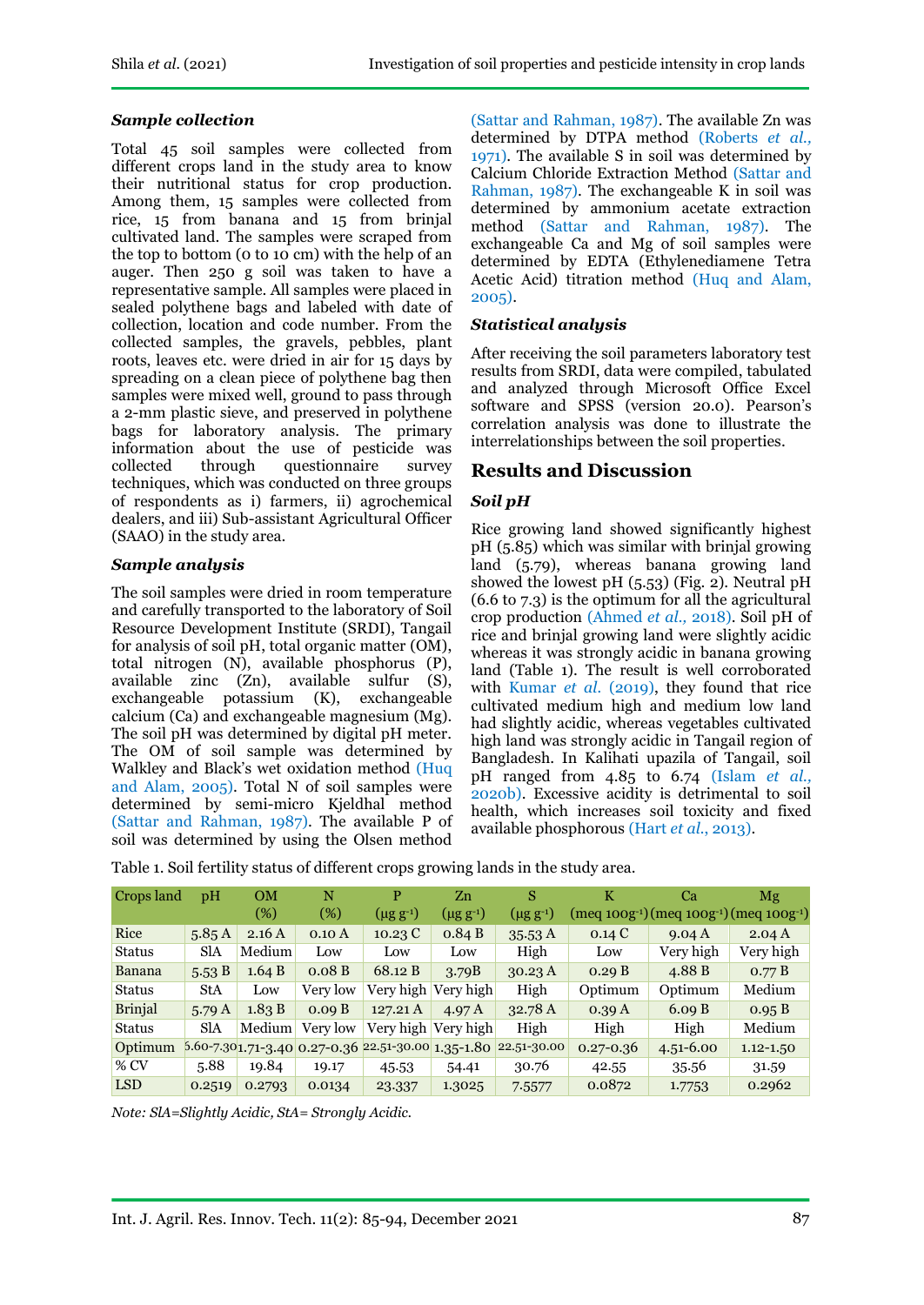### Sample collection

Total 45 soil samples were collected from different crops land in the study area to know their nutritional status for crop production. Among them, 15 samples were collected from rice, 15 from banana and 15 from brinjal cultivated land. The samples were scraped from the top to bottom (0 to 10 cm) with the help of an auger. Then 250 g soil was taken to have a representative sample. All samples were placed in sealed polythene bags and labeled with date of collection, location and code number. From the collected samples, the gravels, pebbles, plant roots, leaves etc. were dried in air for 15 days by spreading on a clean piece of polythene bag then samples were mixed well, ground to pass through a 2-mm plastic sieve, and preserved in polythene bags for laboratory analysis. The primary information about the use of pesticide was collected through questionnaire survey techniques, which was conducted on three groups of respondents as i) farmers, ii) agrochemical dealers, and iii) Sub-assistant Agricultural Officer (SAAO) in the study area.

### Sample analysis

The soil samples were dried in room temperature and carefully transported to the laboratory of Soil Resource Development Institute (SRDI), Tangail for analysis of soil pH, total organic matter (OM), total nitrogen (N), available phosphorus (P), available zinc (Zn), available sulfur (S), exchangeable potassium (K), exchangeable calcium (Ca) and exchangeable magnesium (Mg). The soil pH was determined by digital pH meter. The OM of soil sample was determined by Walkley and Black's wet oxidation method (Huq and Alam, 2005). Total N of soil samples were determined by semi-micro Kjeldhal method (Sattar and Rahman, 1987). The available P of soil was determined by using the Olsen method (Sattar and Rahman, 1987). The available Zn was determined by DTPA method (Roberts *et al.,* 1971). The available S in soil was determined by Calcium Chloride Extraction Method (Sattar and Rahman, 1987). The exchangeable K in soil was determined by ammonium acetate extraction method (Sattar and Rahman, 1987). The exchangeable Ca and Mg of soil samples were determined by EDTA (Ethylenediamene Tetra Acetic Acid) titration method (Huq and Alam, 2005).

### Statistical analysis

After receiving the soil parameters laboratory test results from SRDI, data were compiled, tabulated and analyzed through Microsoft Office Excel software and SPSS (version 20.0). Pearson's correlation analysis was done to illustrate the interrelationships between the soil properties.

## Results and Discussion

### Soil pH

Rice growing land showed significantly highest pH (5.85) which was similar with brinjal growing land (5.79), whereas banana growing land showed the lowest pH (5.53) (Fig. 2). Neutral pH (6.6 to 7.3) is the optimum for all the agricultural crop production (Ahmed *et al.,* 2018). Soil pH of rice and brinjal growing land were slightly acidic whereas it was strongly acidic in banana growing land (Table 1). The result is well corroborated with Kumar *et al.* (2019), they found that rice cultivated medium high and medium low land had slightly acidic, whereas vegetables cultivated high land was strongly acidic in Tangail region of Bangladesh. In Kalihati upazila of Tangail, soil pH ranged from 4.85 to 6.74 (Islam *et al.,* 2020b). Excessive acidity is detrimental to soil health, which increases soil toxicity and fixed available phosphorous (Hart *et al.,* 2013).

Table 1. Soil fertility status of different crops growing lands in the study area.

| Crops land | pH | OM (%) | N (%) | P ($\mu g\ g^{-1}$) | Zn ($\mu g\ g^{-1}$) | S ($\mu g\ g^{-1}$) | K (meq 100g$^{-1}$) | Ca (meq 100g$^{-1}$) | Mg (meq 100g$^{-1}$) |
|---|---|---|---|---|---|---|---|---|---|
| Rice | 5.85 A | 2.16 A | 0.10 A | 10.23 C | 0.84 B | 35.53 A | 0.14 C | 9.04 A | 2.04 A |
| Status | SlA | Medium | Low | Low | Low | High | Low | Very high | Very high |
| Banana | 5.53 B | 1.64 B | 0.08 B | 68.12 B | 3.79B | 30.23 A | 0.29 B | 4.88 B | 0.77 B |
| Status | StA | Low | Very low | Very high | Very high | High | Optimum | Optimum | Medium |
| Brinjal | 5.79 A | 1.83 B | 0.09 B | 127.21 A | 4.97 A | 32.78 A | 0.39 A | 6.09 B | 0.95 B |
| Status | SlA | Medium | Very low | Very high | Very high | High | High | High | Medium |
| Optimum | 5.60-7.30 | 1.71-3.40 | 0.27-0.36 | 22.51-30.00 | 1.35-1.80 | 22.51-30.00 | 0.27-0.36 | 4.51-6.00 | 1.12-1.50 |
| % CV | 5.88 | 19.84 | 19.17 | 45.53 | 54.41 | 30.76 | 42.55 | 35.56 | 31.59 |
| LSD | 0.2519 | 0.2793 | 0.0134 | 23.337 | 1.3025 | 7.5577 | 0.0872 | 1.7753 | 0.2962 |

*Note: SlA=Slightly Acidic, StA= Strongly Acidic.*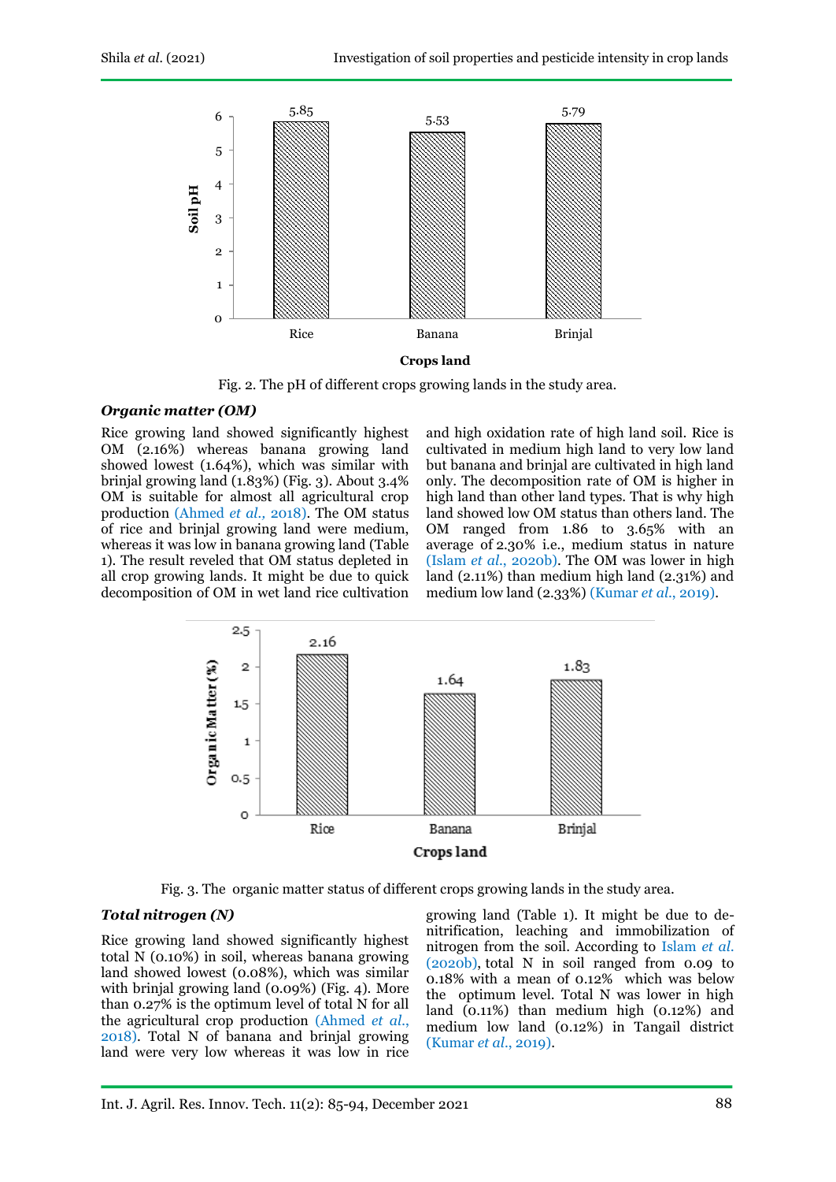Fig. 2. The pH of different crops growing lands in the study area.

### *Organic matter (OM)*

Rice growing land showed significantly highest OM (2.16%) whereas banana growing land showed lowest (1.64%), which was similar with brinjal growing land (1.83%) (Fig. 3). About 3.4% OM is suitable for almost all agricultural crop production (Ahmed *et al.*, 2018). The OM status of rice and brinjal growing land were medium, whereas it was low in banana growing land (Table 1). The result reveled that OM status depleted in all crop growing lands. It might be due to quick decomposition of OM in wet land rice cultivation and high oxidation rate of high land soil. Rice is cultivated in medium high land to very low land but banana and brinjal are cultivated in high land only. The decomposition rate of OM is higher in high land than other land types. That is why high land showed low OM status than others land. The OM ranged from 1.86 to 3.65% with an average of 2.30% i.e., medium status in nature (Islam *et al.*, 2020b). The OM was lower in high land (2.11%) than medium high land (2.31%) and medium low land (2.33%) (Kumar *et al.*, 2019).

Fig. 3. The organic matter status of different crops growing lands in the study area.

### *Total nitrogen (N)*

Rice growing land showed significantly highest total N (0.10%) in soil, whereas banana growing land showed lowest (0.08%), which was similar with brinjal growing land (0.09%) (Fig. 4). More than 0.27% is the optimum level of total N for all the agricultural crop production (Ahmed *et al.*, 2018). Total N of banana and brinjal growing land were very low whereas it was low in rice growing land (Table 1). It might be due to de-nitrification, leaching and immobilization of nitrogen from the soil. According to Islam *et al.* (2020b), total N in soil ranged from 0.09 to 0.18% with a mean of 0.12% which was below the optimum level. Total N was lower in high land (0.11%) than medium high (0.12%) and medium low land (0.12%) in Tangail district (Kumar *et al.*, 2019).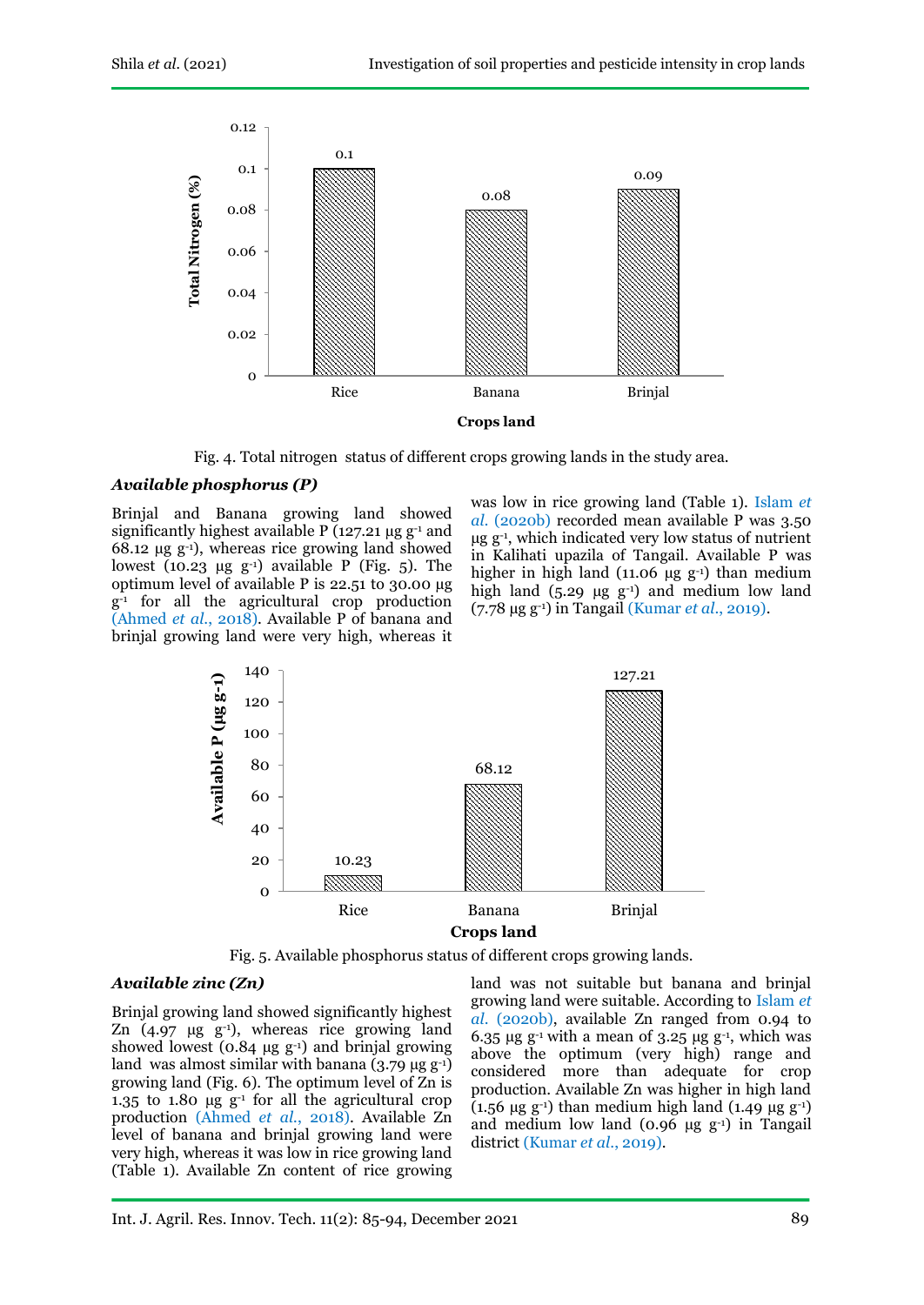Fig. 4. Total nitrogen status of different crops growing lands in the study area.

### *Available phosphorus (P)*

Brinjal and Banana growing land showed significantly highest available P (127.21 µg $g^{-1}$ and 68.12 µg $g^{-1}$), whereas rice growing land showed lowest (10.23 µg $g^{-1}$) available P (Fig. 5). The optimum level of available P is 22.51 to 30.00 µg $g^{-1}$ for all the agricultural crop production (Ahmed *et al.*, 2018). Available P of banana and brinjal growing land were very high, whereas it was low in rice growing land (Table 1). Islam *et al.* (2020b) recorded mean available P was 3.50 µg $g^{-1}$, which indicated very low status of nutrient in Kalihati upazila of Tangail. Available P was higher in high land (11.06 µg $g^{-1}$) than medium high land (5.29 µg $g^{-1}$) and medium low land (7.78 µg $g^{-1}$) in Tangail (Kumar *et al.*, 2019).

Fig. 5. Available phosphorus status of different crops growing lands.

### *Available zinc (Zn)*

Brinjal growing land showed significantly highest Zn (4.97 µg $g^{-1}$), whereas rice growing land showed lowest (0.84 µg $g^{-1}$) and brinjal growing land was almost similar with banana (3.79 µg $g^{-1}$) growing land (Fig. 6). The optimum level of Zn is 1.35 to 1.80 µg $g^{-1}$ for all the agricultural crop production (Ahmed *et al.*, 2018). Available Zn level of banana and brinjal growing land were very high, whereas it was low in rice growing land (Table 1). Available Zn content of rice growing land was not suitable but banana and brinjal growing land were suitable. According to Islam *et al.* (2020b), available Zn ranged from 0.94 to 6.35 µg $g^{-1}$ with a mean of 3.25 µg $g^{-1}$, which was above the optimum (very high) range and considered more than adequate for crop production. Available Zn was higher in high land (1.56 µg $g^{-1}$) than medium high land (1.49 µg $g^{-1}$) and medium low land (0.96 µg $g^{-1}$) in Tangail district (Kumar *et al.*, 2019).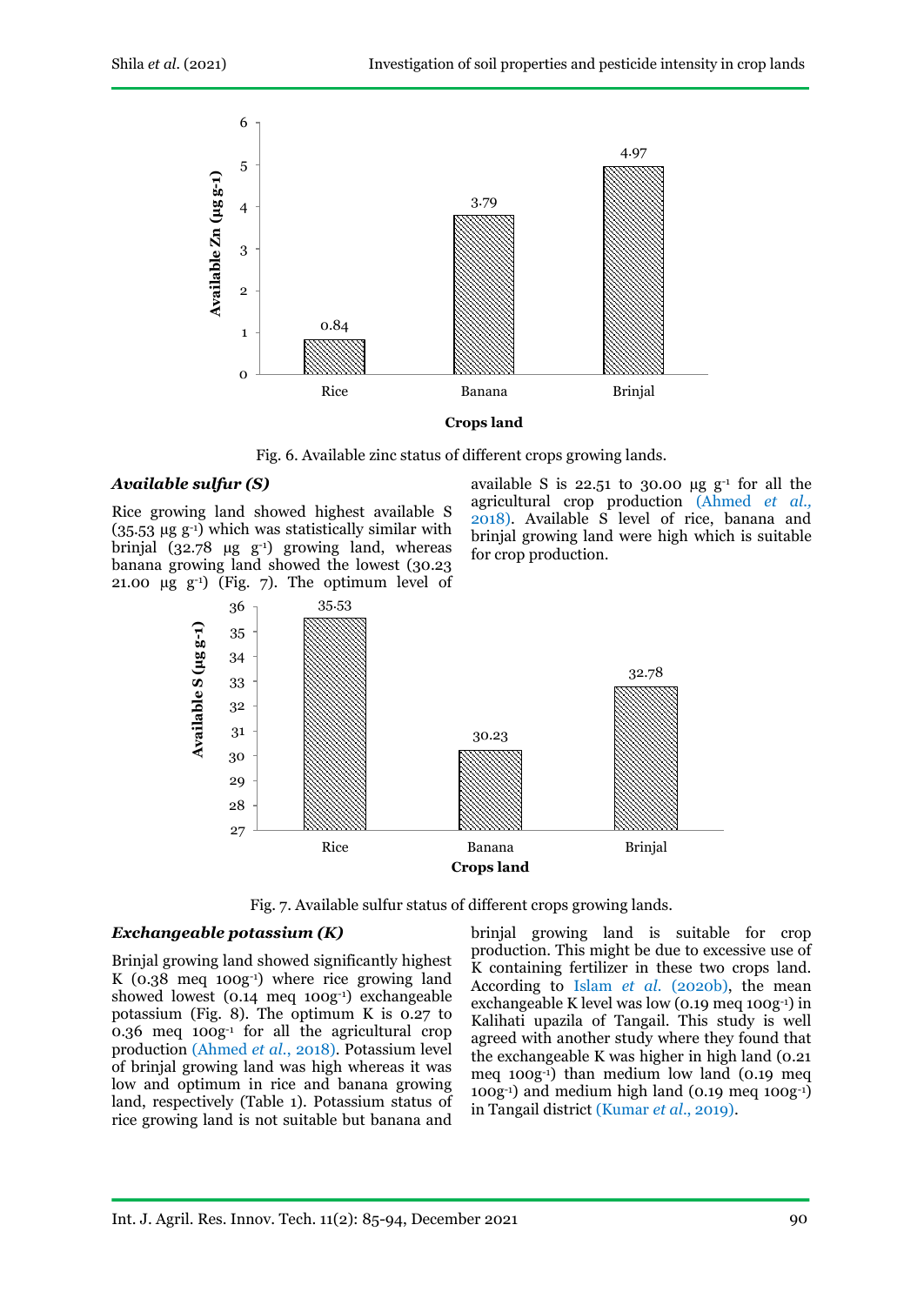Fig. 6. Available zinc status of different crops growing lands.

### *Available sulfur (S)*

Rice growing land showed highest available S (35.53 µg g-1) which was statistically similar with brinjal (32.78 µg g-1) growing land, whereas banana growing land showed the lowest (30.23 21.00 µg g-1) (Fig. 7). The optimum level of available S is 22.51 to 30.00 µg g-1 for all the agricultural crop production (Ahmed *et al.,* 2018). Available S level of rice, banana and brinjal growing land were high which is suitable for crop production.

Fig. 7. Available sulfur status of different crops growing lands.

### *Exchangeable potassium (K)*

Brinjal growing land showed significantly highest K (0.38 meq 100g-1) where rice growing land showed lowest (0.14 meq 100g-1) exchangeable potassium (Fig. 8). The optimum K is 0.27 to 0.36 meq 100g-1 for all the agricultural crop production (Ahmed *et al.,* 2018). Potassium level of brinjal growing land was high whereas it was low and optimum in rice and banana growing land, respectively (Table 1). Potassium status of rice growing land is not suitable but banana and brinjal growing land is suitable for crop production. This might be due to excessive use of K containing fertilizer in these two crops land. According to Islam *et al.* (2020b), the mean exchangeable K level was low (0.19 meq 100g-1) in Kalihati upazila of Tangail. This study is well agreed with another study where they found that the exchangeable K was higher in high land (0.21 meq 100g-1) than medium low land (0.19 meq 100g-1) and medium high land (0.19 meq 100g-1) in Tangail district (Kumar *et al*., 2019).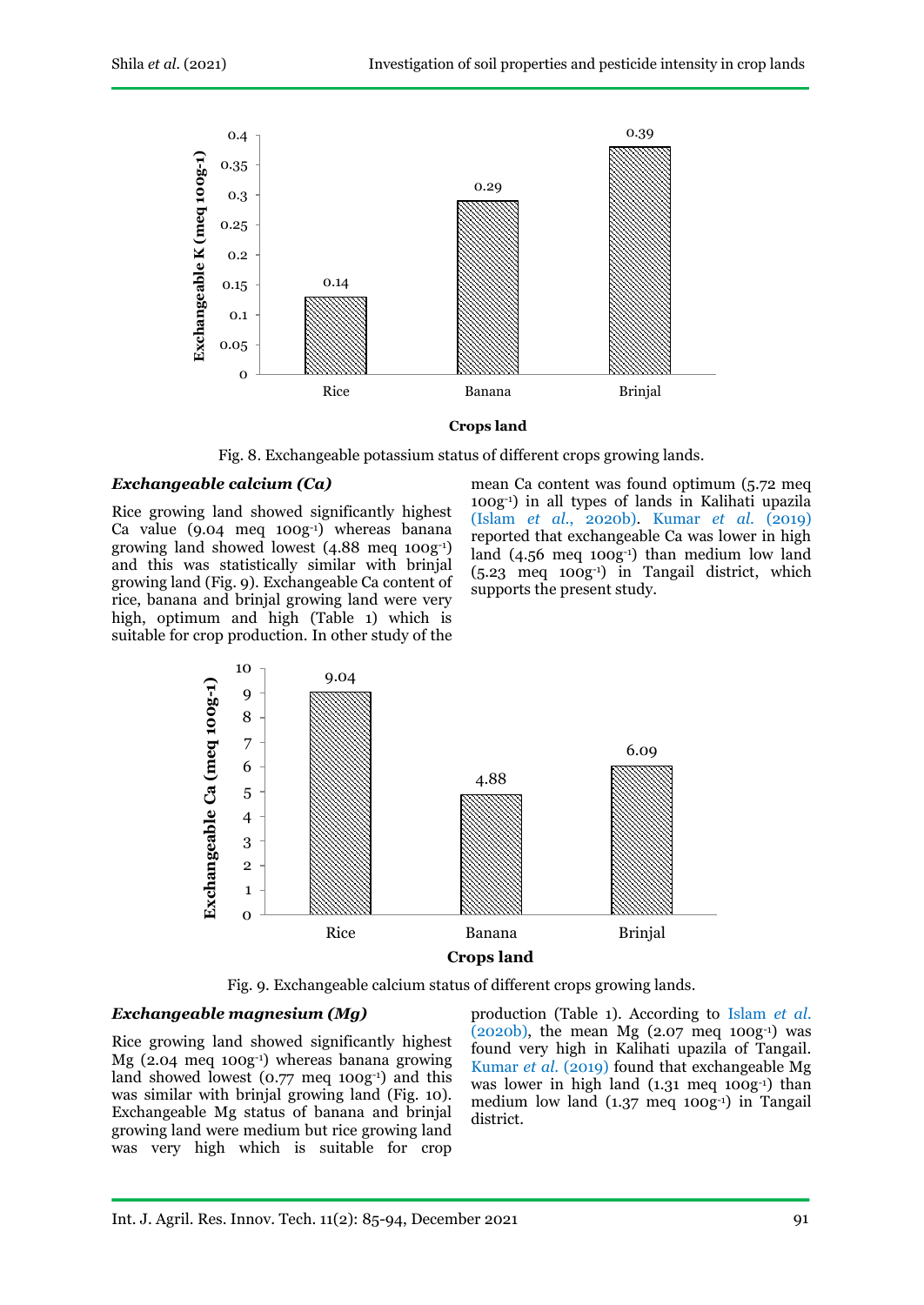Fig. 8. Exchangeable potassium status of different crops growing lands.

### *Exchangeable calcium (Ca)*

Rice growing land showed significantly highest Ca value (9.04 meq $100g^{-1}$) whereas banana growing land showed lowest (4.88 meq $100g^{-1}$) and this was statistically similar with brinjal growing land (Fig. 9). Exchangeable Ca content of rice, banana and brinjal growing land were very high, optimum and high (Table 1) which is suitable for crop production. In other study of the mean Ca content was found optimum (5.72 meq $100g^{-1}$) in all types of lands in Kalihati upazila (Islam *et al.*, 2020b). Kumar *et al.* (2019) reported that exchangeable Ca was lower in high land (4.56 meq $100g^{-1}$) than medium low land (5.23 meq $100g^{-1}$) in Tangail district, which supports the present study.

Fig. 9. Exchangeable calcium status of different crops growing lands.

### *Exchangeable magnesium (Mg)*

Rice growing land showed significantly highest Mg (2.04 meq $100g^{-1}$) whereas banana growing land showed lowest (0.77 meq $100g^{-1}$) and this was similar with brinjal growing land (Fig. 10). Exchangeable Mg status of banana and brinjal growing land were medium but rice growing land was very high which is suitable for crop production (Table 1). According to Islam *et al.* (2020b), the mean Mg (2.07 meq $100g^{-1}$) was found very high in Kalihati upazila of Tangail. Kumar *et al.* (2019) found that exchangeable Mg was lower in high land (1.31 meq $100g^{-1}$) than medium low land (1.37 meq $100g^{-1}$) in Tangail district.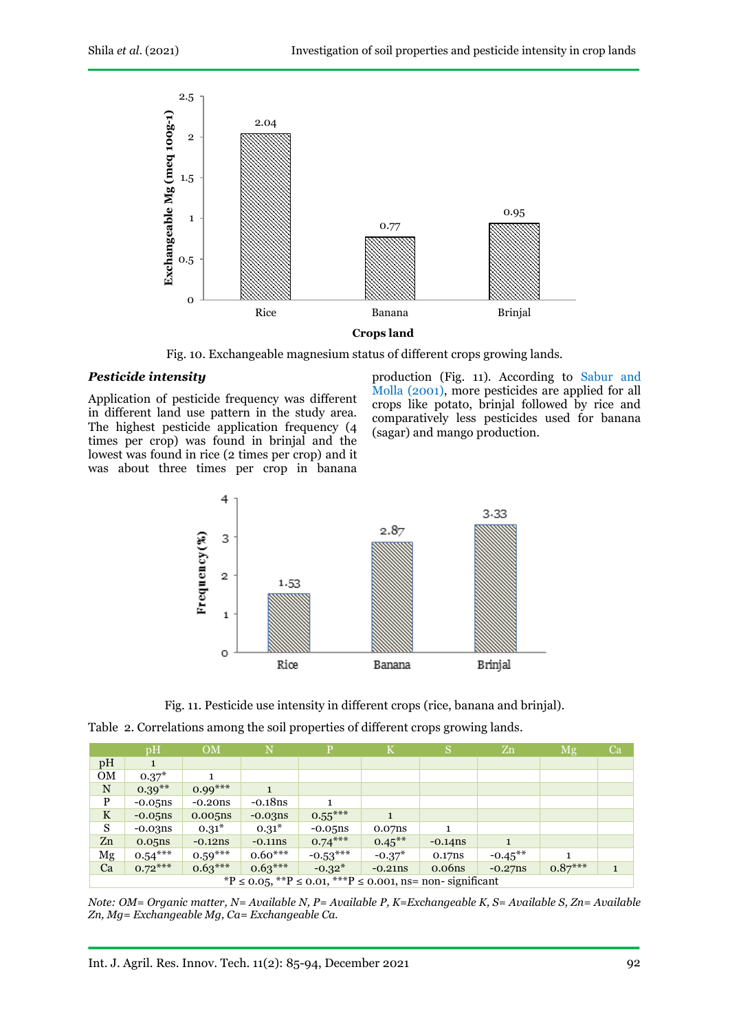Fig. 10. Exchangeable magnesium status of different crops growing lands.

### *Pesticide intensity*

Application of pesticide frequency was different in different land use pattern in the study area. The highest pesticide application frequency (4 times per crop) was found in brinjal and the lowest was found in rice (2 times per crop) and it was about three times per crop in banana production (Fig. 11). According to Sabur and Molla (2001), more pesticides are applied for all crops like potato, brinjal followed by rice and comparatively less pesticides used for banana (sagar) and mango production.

Fig. 11. Pesticide use intensity in different crops (rice, banana and brinjal).

Table 2. Correlations among the soil properties of different crops growing lands.

| | pH | OM | N | P | K | S | Zn | Mg | Ca |
|---|---|---|---|---|---|---|---|---|---|
| pH | 1 | | | | | | | | |
| OM | 0.37* | 1 | | | | | | | |
| N | 0.39** | 0.99*** | 1 | | | | | | |
| P | -0.05ns | -0.20ns | -0.18ns | 1 | | | | | |
| K | -0.05ns | 0.005ns | -0.03ns | 0.55*** | 1 | | | | |
| S | -0.03ns | 0.31* | 0.31* | -0.05ns | 0.07ns | 1 | | | |
| Zn | 0.05ns | -0.12ns | -0.11ns | 0.74*** | 0.45** | -0.14ns | 1 | | |
| Mg | 0.54*** | 0.59*** | 0.60*** | -0.53*** | -0.37* | 0.17ns | -0.45** | 1 | |
| Ca | 0.72*** | 0.63*** | 0.63*** | -0.32* | -0.21ns | 0.06ns | -0.27ns | 0.87*** | 1 |

*P ≤ 0.05, **P ≤ 0.01, ***P ≤ 0.001, ns= non- significant

*Note: OM= Organic matter, N= Available N, P= Available P, K=Exchangeable K, S= Available S, Zn= Available Zn, Mg= Exchangeable Mg, Ca= Exchangeable Ca.*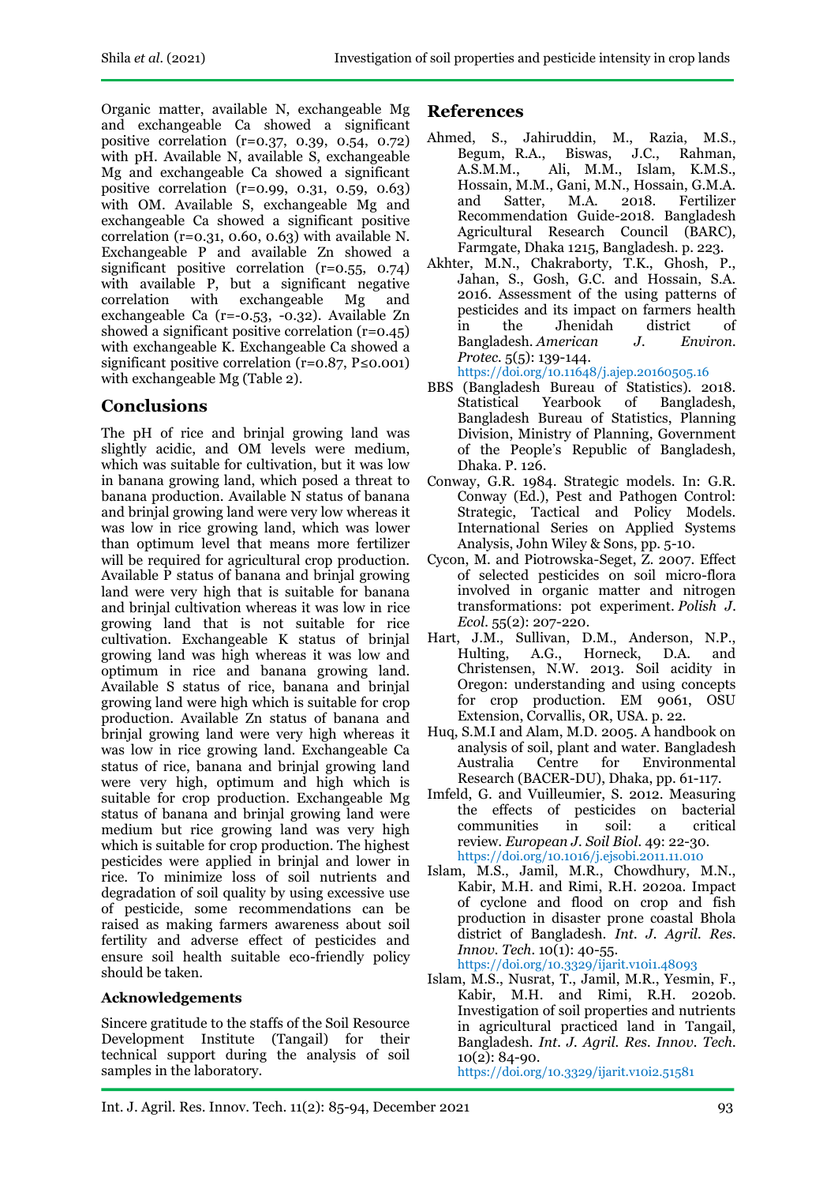Organic matter, available N, exchangeable Mg and exchangeable Ca showed a significant positive correlation (r=0.37, 0.39, 0.54, 0.72) with pH. Available N, available S, exchangeable Mg and exchangeable Ca showed a significant positive correlation (r=0.99, 0.31, 0.59, 0.63) with OM. Available S, exchangeable Mg and exchangeable Ca showed a significant positive correlation (r=0.31, 0.60, 0.63) with available N. Exchangeable P and available Zn showed a significant positive correlation (r=0.55, 0.74) with available P, but a significant negative correlation with exchangeable Mg and exchangeable Ca (r=-0.53, -0.32). Available Zn showed a significant positive correlation (r=0.45) with exchangeable K. Exchangeable Ca showed a significant positive correlation (r=0.87, P≤0.001) with exchangeable Mg (Table 2).

## Conclusions

The pH of rice and brinjal growing land was slightly acidic, and OM levels were medium, which was suitable for cultivation, but it was low in banana growing land, which posed a threat to banana production. Available N status of banana and brinjal growing land were very low whereas it was low in rice growing land, which was lower than optimum level that means more fertilizer will be required for agricultural crop production. Available P status of banana and brinjal growing land were very high that is suitable for banana and brinjal cultivation whereas it was low in rice growing land that is not suitable for rice cultivation. Exchangeable K status of brinjal growing land was high whereas it was low and optimum in rice and banana growing land. Available S status of rice, banana and brinjal growing land were high which is suitable for crop production. Available Zn status of banana and brinjal growing land were very high whereas it was low in rice growing land. Exchangeable Ca status of rice, banana and brinjal growing land were very high, optimum and high which is suitable for crop production. Exchangeable Mg status of banana and brinjal growing land were medium but rice growing land was very high which is suitable for crop production. The highest pesticides were applied in brinjal and lower in rice. To minimize loss of soil nutrients and degradation of soil quality by using excessive use of pesticide, some recommendations can be raised as making farmers awareness about soil fertility and adverse effect of pesticides and ensure soil health suitable eco-friendly policy should be taken.

### Acknowledgements

Sincere gratitude to the staffs of the Soil Resource Development Institute (Tangail) for their technical support during the analysis of soil samples in the laboratory.

## References

Ahmed, S., Jahiruddin, M., Razia, M.S., Begum, R.A., Biswas, J.C., Rahman, A.S.M.M., Ali, M.M., Islam, K.M.S., Hossain, M.M., Gani, M.N., Hossain, G.M.A. and Satter, M.A. 2018. Fertilizer Recommendation Guide-2018. Bangladesh Agricultural Research Council (BARC), Farmgate, Dhaka 1215, Bangladesh. p. 223.

Akhter, M.N., Chakraborty, T.K., Ghosh, P., Jahan, S., Gosh, G.C. and Hossain, S.A. 2016. Assessment of the using patterns of pesticides and its impact on farmers health in the Jhenidah district of Bangladesh. *American J. Environ. Protec.* 5(5): 139-144. https://doi.org/10.11648/j.ajep.20160505.16

BBS (Bangladesh Bureau of Statistics). 2018. Statistical Yearbook of Bangladesh, Bangladesh Bureau of Statistics, Planning Division, Ministry of Planning, Government of the People's Republic of Bangladesh, Dhaka. P. 126.

Conway, G.R. 1984. Strategic models. In: G.R. Conway (Ed.), Pest and Pathogen Control: Strategic, Tactical and Policy Models. International Series on Applied Systems Analysis, John Wiley & Sons, pp. 5-10.

Cycon, M. and Piotrowska-Seget, Z. 2007. Effect of selected pesticides on soil micro-flora involved in organic matter and nitrogen transformations: pot experiment. *Polish J. Ecol.* 55(2): 207-220.

Hart, J.M., Sullivan, D.M., Anderson, N.P., Hulting, A.G., Horneck, D.A. and Christensen, N.W. 2013. Soil acidity in Oregon: understanding and using concepts for crop production. EM 9061, OSU Extension, Corvallis, OR, USA. p. 22.

Huq, S.M.I and Alam, M.D. 2005. A handbook on analysis of soil, plant and water. Bangladesh Australia Centre for Environmental Research (BACER-DU), Dhaka, pp. 61-117.

Imfeld, G. and Vuilleumier, S. 2012. Measuring the effects of pesticides on bacterial communities in soil: a critical review. *European J. Soil Biol.* 49: 22-30. https://doi.org/10.1016/j.ejsobi.2011.11.010

Islam, M.S., Jamil, M.R., Chowdhury, M.N., Kabir, M.H. and Rimi, R.H. 2020a. Impact of cyclone and flood on crop and fish production in disaster prone coastal Bhola district of Bangladesh. *Int. J. Agril. Res. Innov. Tech.* 10(1): 40-55. https://doi.org/10.3329/ijarit.v10i1.48093

Islam, M.S., Nusrat, T., Jamil, M.R., Yesmin, F., Kabir, M.H. and Rimi, R.H. 2020b. Investigation of soil properties and nutrients in agricultural practiced land in Tangail, Bangladesh. *Int. J. Agril. Res. Innov. Tech.* 10(2): 84-90. https://doi.org/10.3329/ijarit.v10i2.51581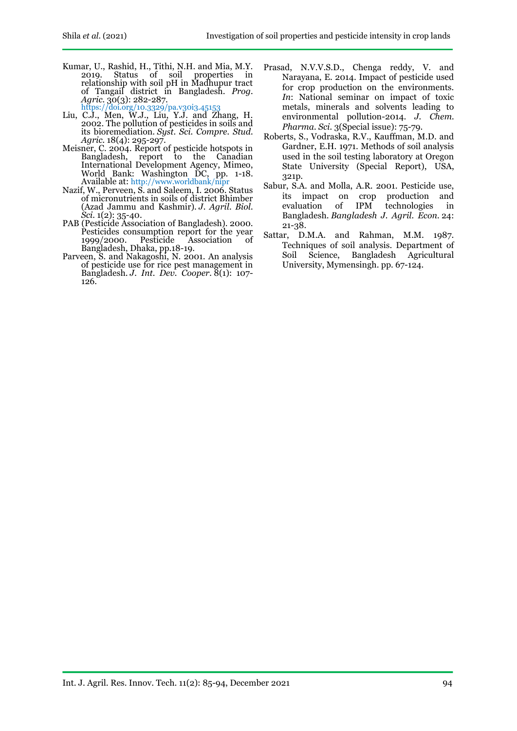Kumar, U., Rashid, H., Tithi, N.H. and Mia, M.Y. 2019. Status of soil properties in relationship with soil pH in Madhupur tract of Tangail district in Bangladesh. *Prog. Agric.* 30(3): 282-287. https://doi.org/10.3329/pa.v30i3.45153

Liu, C.J., Men, W.J., Liu, Y.J. and Zhang, H. 2002. The pollution of pesticides in soils and its bioremediation. *Syst. Sci. Compre. Stud. Agric.* 18(4): 295-297.

Meisner, C. 2004. Report of pesticide hotspots in Bangladesh, report to the Canadian International Development Agency, Mimeo, World Bank: Washington DC, pp. 1-18. Available at: http://www.worldbank/nipr

Nazif, W., Perveen, S. and Saleem, I. 2006. Status of micronutrients in soils of district Bhimber (Azad Jammu and Kashmir). *J. Agril. Biol. Sci.* 1(2): 35-40.

PAB (Pesticide Association of Bangladesh). 2000. Pesticides consumption report for the year 1999/2000. Pesticide Association of Bangladesh, Dhaka, pp.18-19.

Parveen, S. and Nakagoshi, N. 2001. An analysis of pesticide use for rice pest management in Bangladesh. *J. Int. Dev. Cooper.* 8(1): 107-126.

Prasad, N.V.V.S.D., Chenga reddy, V. and Narayana, E. 2014. Impact of pesticide used for crop production on the environments. *In*: National seminar on impact of toxic metals, minerals and solvents leading to environmental pollution-2014. *J. Chem. Pharma. Sci.* 3(Special issue): 75-79.

Roberts, S., Vodraska, R.V., Kauffman, M.D. and Gardner, E.H. 1971. Methods of soil analysis used in the soil testing laboratory at Oregon State University (Special Report), USA, 321p.

Sabur, S.A. and Molla, A.R. 2001. Pesticide use, its impact on crop production and evaluation of IPM technologies in Bangladesh. *Bangladesh J. Agril. Econ.* 24: 21-38.

Sattar, D.M.A. and Rahman, M.M. 1987. Techniques of soil analysis. Department of Soil Science, Bangladesh Agricultural University, Mymensingh. pp. 67-124.